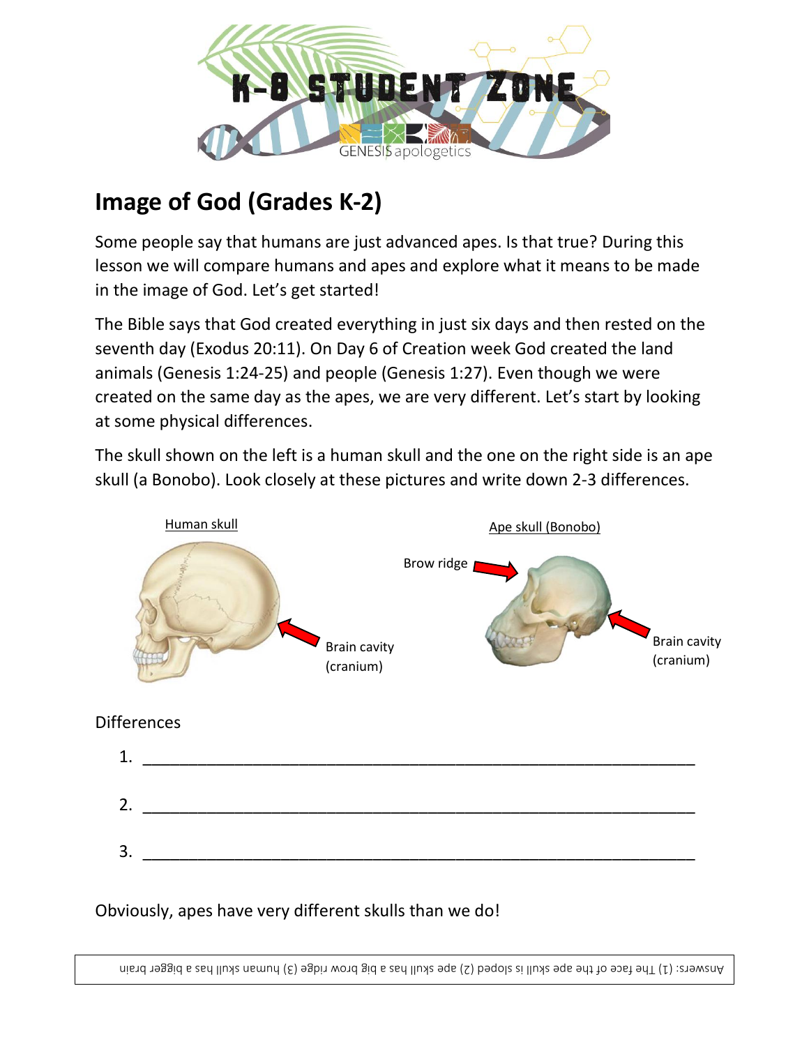# Image of God (Grades K-2)

Some people say that humans are just advanced apes. Is that true? During this lesson we will compare humans and apes and explore what it means to be made in the image of God. Let's get started!

The Bible says that God created everything in just six days and then rested on the seventh day (Exodus 20:11). On Day 6 of Creation week God created the land animals (Genesis 1:24-25) and people (Genesis 1:27). Even though we were created on the same day as the apes, we are very different. Let's start by looking at some physical differences.

The skull shown on the left is a human skull and the one on the right side is an ape skull (a Bonobo). Look closely at these pictures and write down 2-3 differences.

Human skull

Brain cavity (cranium)

Ape skull (Bonobo)

Brow ridge

Brain cavity (cranium)

Differences

1. ____________________________________________________________

2. ____________________________________________________________

3. ____________________________________________________________

Obviously, apes have very different skulls than we do!

Answers: (1) The face of the ape skull is sloped (2) ape skull has a big brow ridge (3) human skull has a bigger brain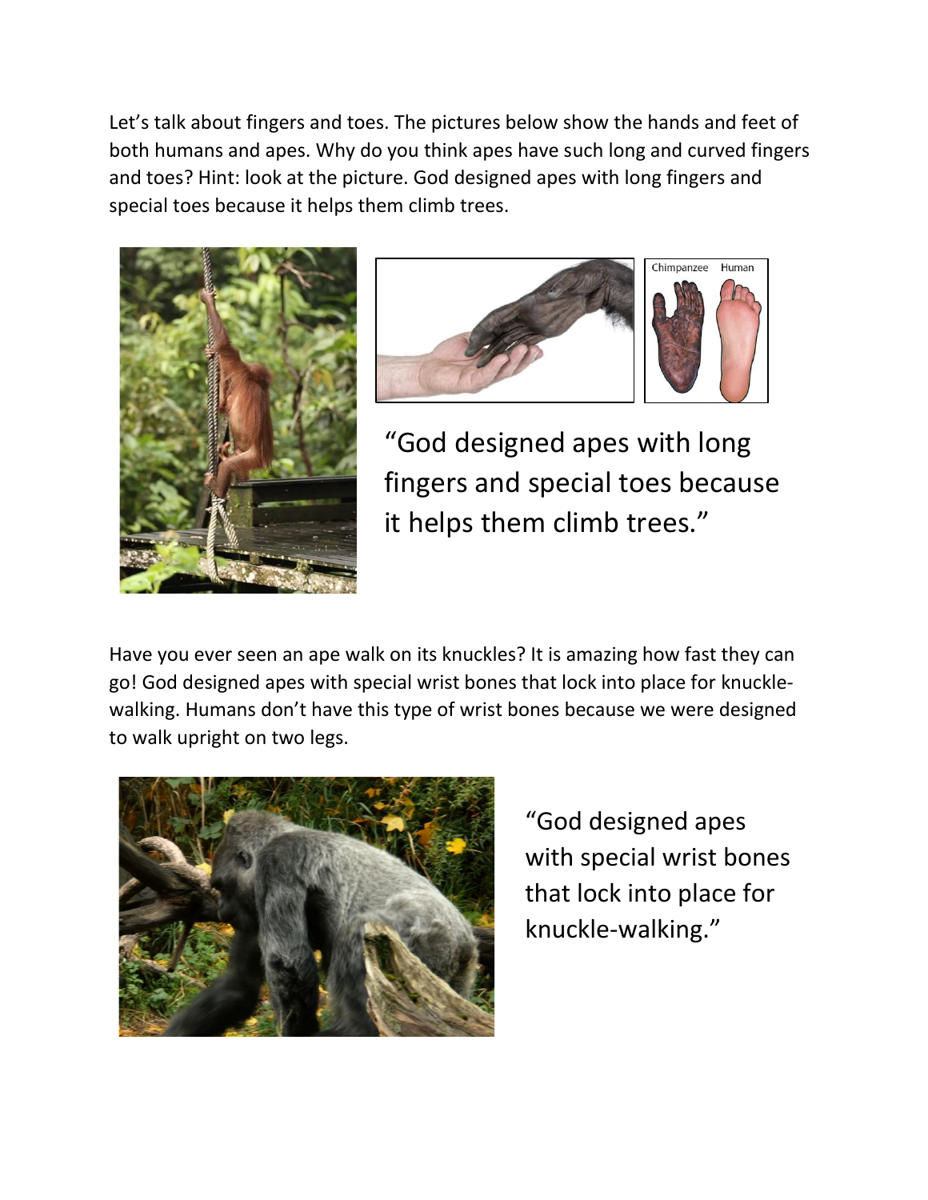Let's talk about fingers and toes. The pictures below show the hands and feet of both humans and apes. Why do you think apes have such long and curved fingers and toes? Hint: look at the picture. God designed apes with long fingers and special toes because it helps them climb trees.

Chimpanzee Human

"God designed apes with long fingers and special toes because it helps them climb trees."

Have you ever seen an ape walk on its knuckles? It is amazing how fast they can go! God designed apes with special wrist bones that lock into place for knuckle-walking. Humans don't have this type of wrist bones because we were designed to walk upright on two legs.

"God designed apes with special wrist bones that lock into place for knuckle-walking."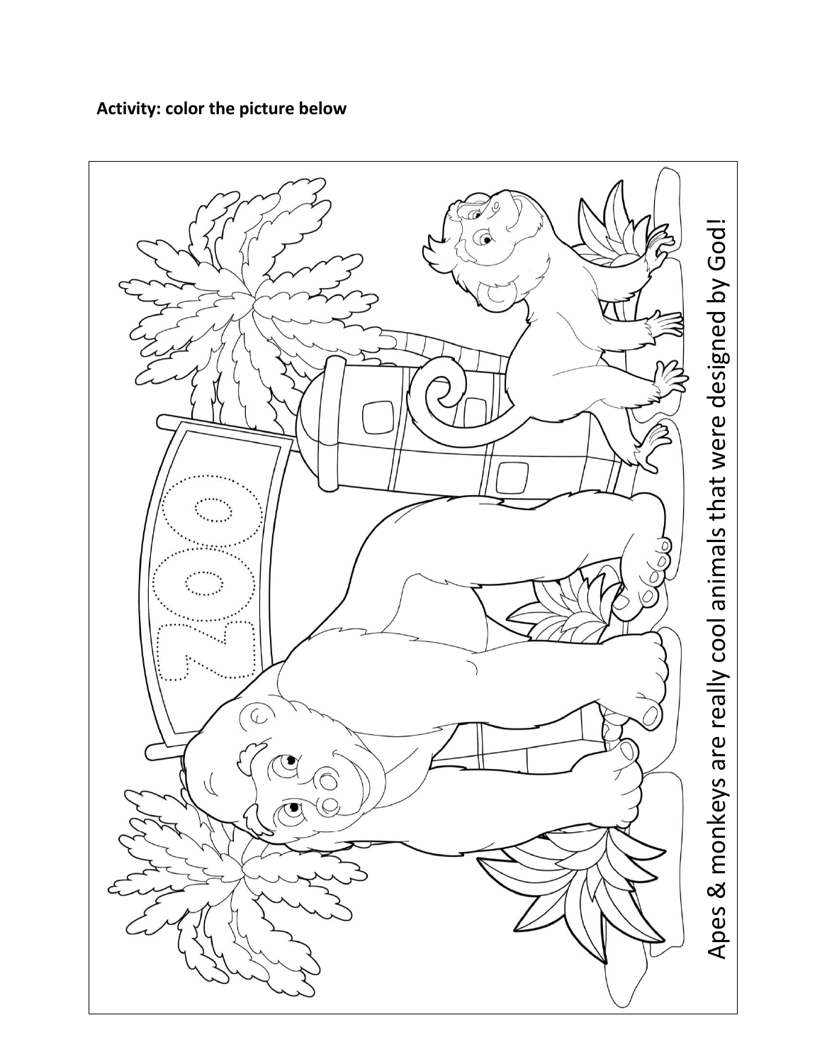**Activity: color the picture below**

Apes & monkeys are really cool animals that were designed by God!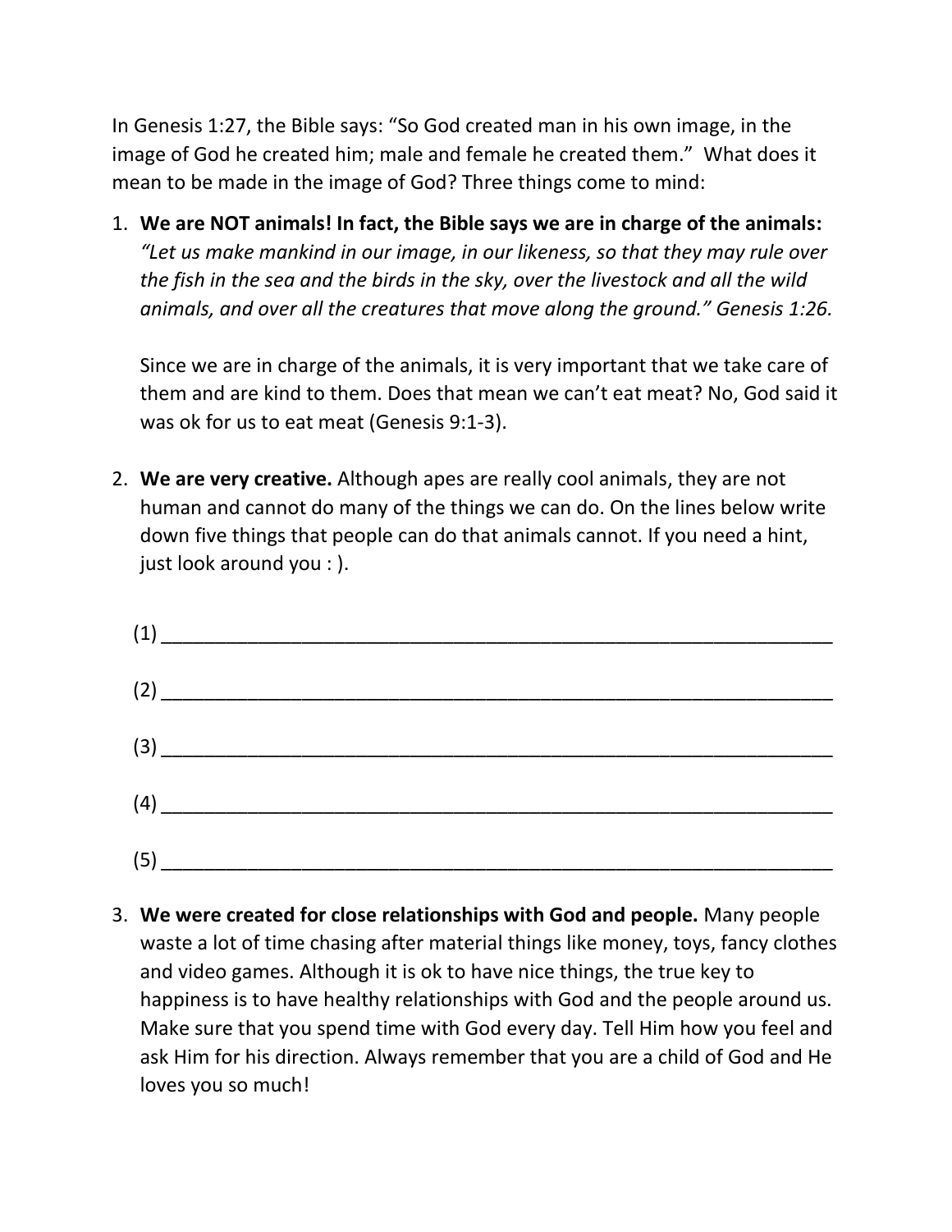In Genesis 1:27, the Bible says: "So God created man in his own image, in the image of God he created him; male and female he created them." What does it mean to be made in the image of God? Three things come to mind:

1. **We are NOT animals! In fact, the Bible says we are in charge of the animals:** *"Let us make mankind in our image, in our likeness, so that they may rule over the fish in the sea and the birds in the sky, over the livestock and all the wild animals, and over all the creatures that move along the ground." Genesis 1:26.*

   Since we are in charge of the animals, it is very important that we take care of them and are kind to them. Does that mean we can't eat meat? No, God said it was ok for us to eat meat (Genesis 9:1-3).

2. **We are very creative.** Although apes are really cool animals, they are not human and cannot do many of the things we can do. On the lines below write down five things that people can do that animals cannot. If you need a hint, just look around you : ).

   (1) ______________________________________________________________

   (2) ______________________________________________________________

   (3) ______________________________________________________________

   (4) ______________________________________________________________

   (5) ______________________________________________________________

3. **We were created for close relationships with God and people.** Many people waste a lot of time chasing after material things like money, toys, fancy clothes and video games. Although it is ok to have nice things, the true key to happiness is to have healthy relationships with God and the people around us. Make sure that you spend time with God every day. Tell Him how you feel and ask Him for his direction. Always remember that you are a child of God and He loves you so much!